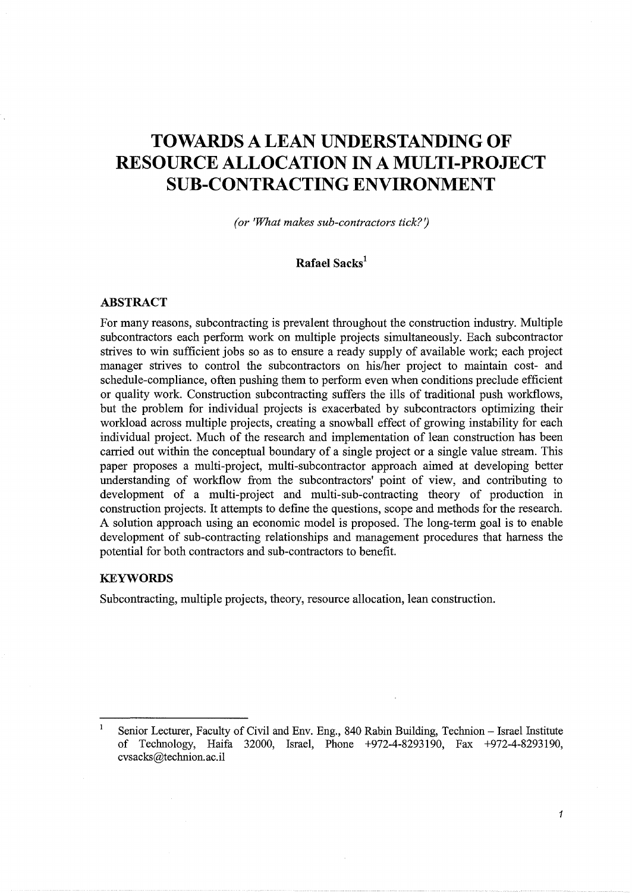# TOWARDS A LEAN UNDERSTANDING OF RESOURCE ALLOCATION IN A MULTI-PROJECT SUB-CONTRACTING ENVIRONMENT

*(or 'What makes sub-contractors tick?')*

**Rafael Sacks**[1]

## ABSTRACT

For many reasons, subcontracting is prevalent throughout the construction industry. Multiple subcontractors each perform work on multiple projects simultaneously. Each subcontractor strives to win sufficient jobs so as to ensure a ready supply of available work; each project manager strives to control the subcontractors on his/her project to maintain cost- and schedule-compliance, often pushing them to perform even when conditions preclude efficient or quality work. Construction subcontracting suffers the ills of traditional push workflows, but the problem for individual projects is exacerbated by subcontractors optimizing their workload across multiple projects, creating a snowball effect of growing instability for each individual project. Much of the research and implementation of lean construction has been carried out within the conceptual boundary of a single project or a single value stream. This paper proposes a multi-project, multi-subcontractor approach aimed at developing better understanding of workflow from the subcontractors' point of view, and contributing to development of a multi-project and multi-sub-contracting theory of production in construction projects. It attempts to define the questions, scope and methods for the research. A solution approach using an economic model is proposed. The long-term goal is to enable development of sub-contracting relationships and management procedures that harness the potential for both contractors and sub-contractors to benefit.

## KEYWORDS

Subcontracting, multiple projects, theory, resource allocation, lean construction.

---

[1] Senior Lecturer, Faculty of Civil and Env. Eng., 840 Rabin Building, Technion – Israel Institute of Technology, Haifa 32000, Israel, Phone +972-4-8293190, Fax +972-4-8293190, cvsacks@technion.ac.il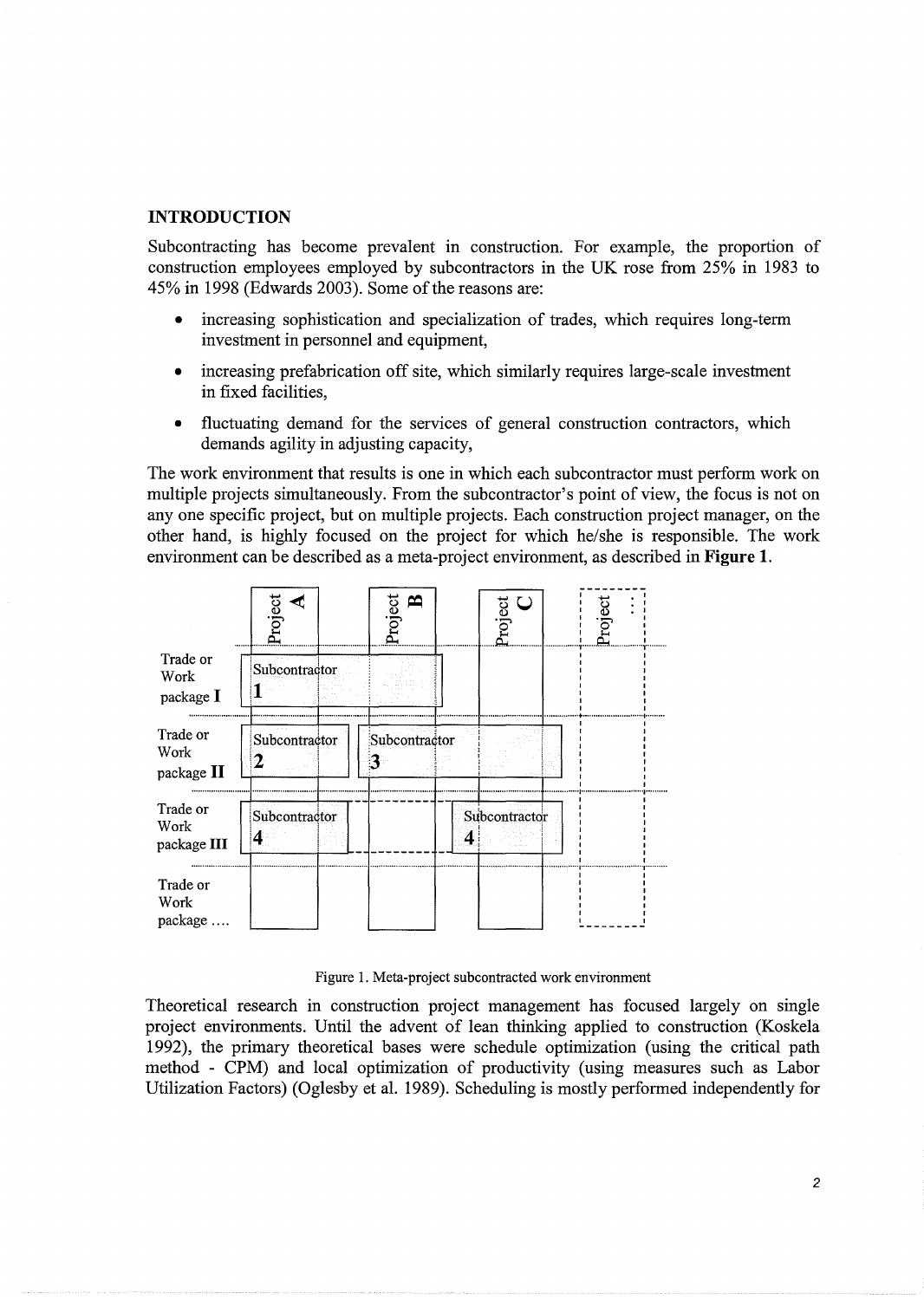## INTRODUCTION

Subcontracting has become prevalent in construction. For example, the proportion of construction employees employed by subcontractors in the UK rose from 25% in 1983 to 45% in 1998 (Edwards 2003). Some of the reasons are:

- increasing sophistication and specialization of trades, which requires long-term investment in personnel and equipment,
- increasing prefabrication off site, which similarly requires large-scale investment in fixed facilities,
- fluctuating demand for the services of general construction contractors, which demands agility in adjusting capacity,

The work environment that results is one in which each subcontractor must perform work on multiple projects simultaneously. From the subcontractor's point of view, the focus is not on any one specific project, but on multiple projects. Each construction project manager, on the other hand, is highly focused on the project for which he/she is responsible. The work environment can be described as a meta-project environment, as described in **Figure 1**.

| | Project A | Project B | Project C | Project ... |
|---|---|---|---|---|
| Trade or Work package **I** | Subcontractor **1** | Subcontractor **1** | | |
| Trade or Work package **II** | Subcontractor **2** | Subcontractor **3** | Subcontractor **3** | |
| Trade or Work package **III** | Subcontractor **4** | Subcontractor **4** | Subcontractor **4** | |
| Trade or Work package .... | | | | |

Figure 1. Meta-project subcontracted work environment

Theoretical research in construction project management has focused largely on single project environments. Until the advent of lean thinking applied to construction (Koskela 1992), the primary theoretical bases were schedule optimization (using the critical path method - CPM) and local optimization of productivity (using measures such as Labor Utilization Factors) (Oglesby et al. 1989). Scheduling is mostly performed independently for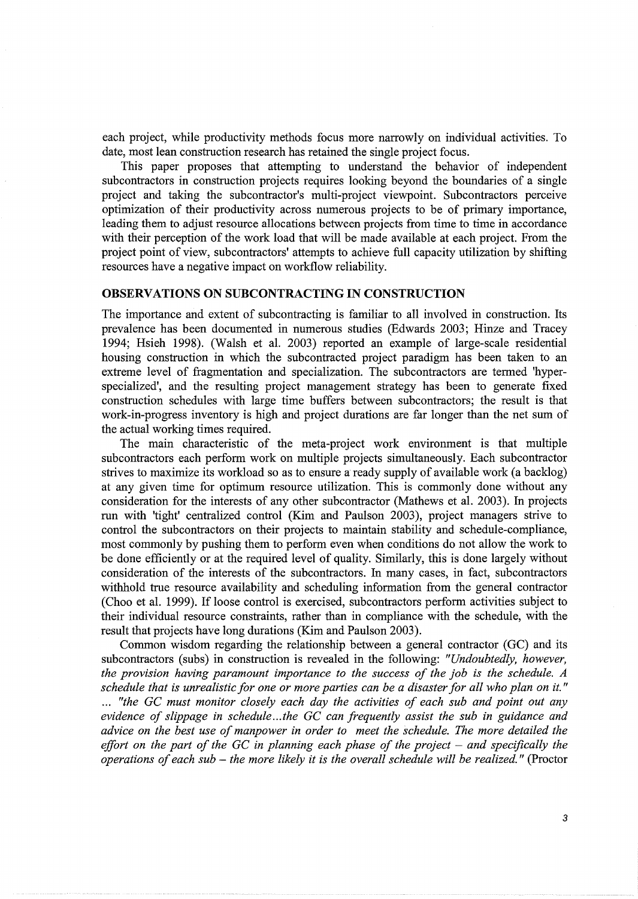each project, while productivity methods focus more narrowly on individual activities. To date, most lean construction research has retained the single project focus.

This paper proposes that attempting to understand the behavior of independent subcontractors in construction projects requires looking beyond the boundaries of a single project and taking the subcontractor's multi-project viewpoint. Subcontractors perceive optimization of their productivity across numerous projects to be of primary importance, leading them to adjust resource allocations between projects from time to time in accordance with their perception of the work load that will be made available at each project. From the project point of view, subcontractors' attempts to achieve full capacity utilization by shifting resources have a negative impact on workflow reliability.

## OBSERVATIONS ON SUBCONTRACTING IN CONSTRUCTION

The importance and extent of subcontracting is familiar to all involved in construction. Its prevalence has been documented in numerous studies (Edwards 2003; Hinze and Tracey 1994; Hsieh 1998). (Walsh et al. 2003) reported an example of large-scale residential housing construction in which the subcontracted project paradigm has been taken to an extreme level of fragmentation and specialization. The subcontractors are termed 'hyper-specialized', and the resulting project management strategy has been to generate fixed construction schedules with large time buffers between subcontractors; the result is that work-in-progress inventory is high and project durations are far longer than the net sum of the actual working times required.

The main characteristic of the meta-project work environment is that multiple subcontractors each perform work on multiple projects simultaneously. Each subcontractor strives to maximize its workload so as to ensure a ready supply of available work (a backlog) at any given time for optimum resource utilization. This is commonly done without any consideration for the interests of any other subcontractor (Mathews et al. 2003). In projects run with 'tight' centralized control (Kim and Paulson 2003), project managers strive to control the subcontractors on their projects to maintain stability and schedule-compliance, most commonly by pushing them to perform even when conditions do not allow the work to be done efficiently or at the required level of quality. Similarly, this is done largely without consideration of the interests of the subcontractors. In many cases, in fact, subcontractors withhold true resource availability and scheduling information from the general contractor (Choo et al. 1999). If loose control is exercised, subcontractors perform activities subject to their individual resource constraints, rather than in compliance with the schedule, with the result that projects have long durations (Kim and Paulson 2003).

Common wisdom regarding the relationship between a general contractor (GC) and its subcontractors (subs) in construction is revealed in the following: *"Undoubtedly, however, the provision having paramount importance to the success of the job is the schedule. A schedule that is unrealistic for one or more parties can be a disaster for all who plan on it."* ... *"the GC must monitor closely each day the activities of each sub and point out any evidence of slippage in schedule...the GC can frequently assist the sub in guidance and advice on the best use of manpower in order to meet the schedule. The more detailed the effort on the part of the GC in planning each phase of the project – and specifically the operations of each sub – the more likely it is the overall schedule will be realized."* (Proctor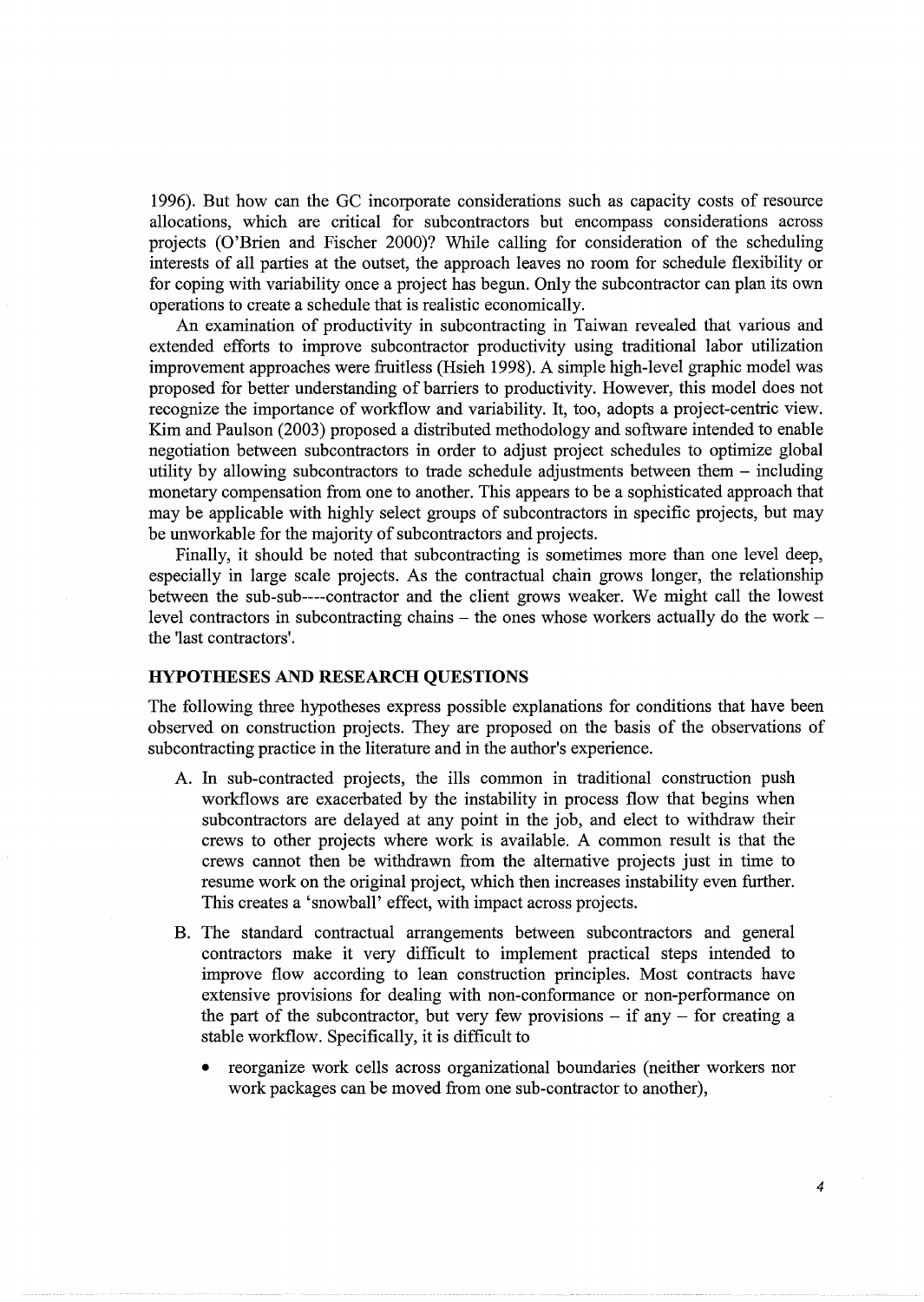1996). But how can the GC incorporate considerations such as capacity costs of resource allocations, which are critical for subcontractors but encompass considerations across projects (O'Brien and Fischer 2000)? While calling for consideration of the scheduling interests of all parties at the outset, the approach leaves no room for schedule flexibility or for coping with variability once a project has begun. Only the subcontractor can plan its own operations to create a schedule that is realistic economically.

An examination of productivity in subcontracting in Taiwan revealed that various and extended efforts to improve subcontractor productivity using traditional labor utilization improvement approaches were fruitless (Hsieh 1998). A simple high-level graphic model was proposed for better understanding of barriers to productivity. However, this model does not recognize the importance of workflow and variability. It, too, adopts a project-centric view. Kim and Paulson (2003) proposed a distributed methodology and software intended to enable negotiation between subcontractors in order to adjust project schedules to optimize global utility by allowing subcontractors to trade schedule adjustments between them – including monetary compensation from one to another. This appears to be a sophisticated approach that may be applicable with highly select groups of subcontractors in specific projects, but may be unworkable for the majority of subcontractors and projects.

Finally, it should be noted that subcontracting is sometimes more than one level deep, especially in large scale projects. As the contractual chain grows longer, the relationship between the sub-sub----contractor and the client grows weaker. We might call the lowest level contractors in subcontracting chains – the ones whose workers actually do the work – the 'last contractors'.

## HYPOTHESES AND RESEARCH QUESTIONS

The following three hypotheses express possible explanations for conditions that have been observed on construction projects. They are proposed on the basis of the observations of subcontracting practice in the literature and in the author's experience.

A. In sub-contracted projects, the ills common in traditional construction push workflows are exacerbated by the instability in process flow that begins when subcontractors are delayed at any point in the job, and elect to withdraw their crews to other projects where work is available. A common result is that the crews cannot then be withdrawn from the alternative projects just in time to resume work on the original project, which then increases instability even further. This creates a 'snowball' effect, with impact across projects.

B. The standard contractual arrangements between subcontractors and general contractors make it very difficult to implement practical steps intended to improve flow according to lean construction principles. Most contracts have extensive provisions for dealing with non-conformance or non-performance on the part of the subcontractor, but very few provisions – if any – for creating a stable workflow. Specifically, it is difficult to

- reorganize work cells across organizational boundaries (neither workers nor work packages can be moved from one sub-contractor to another),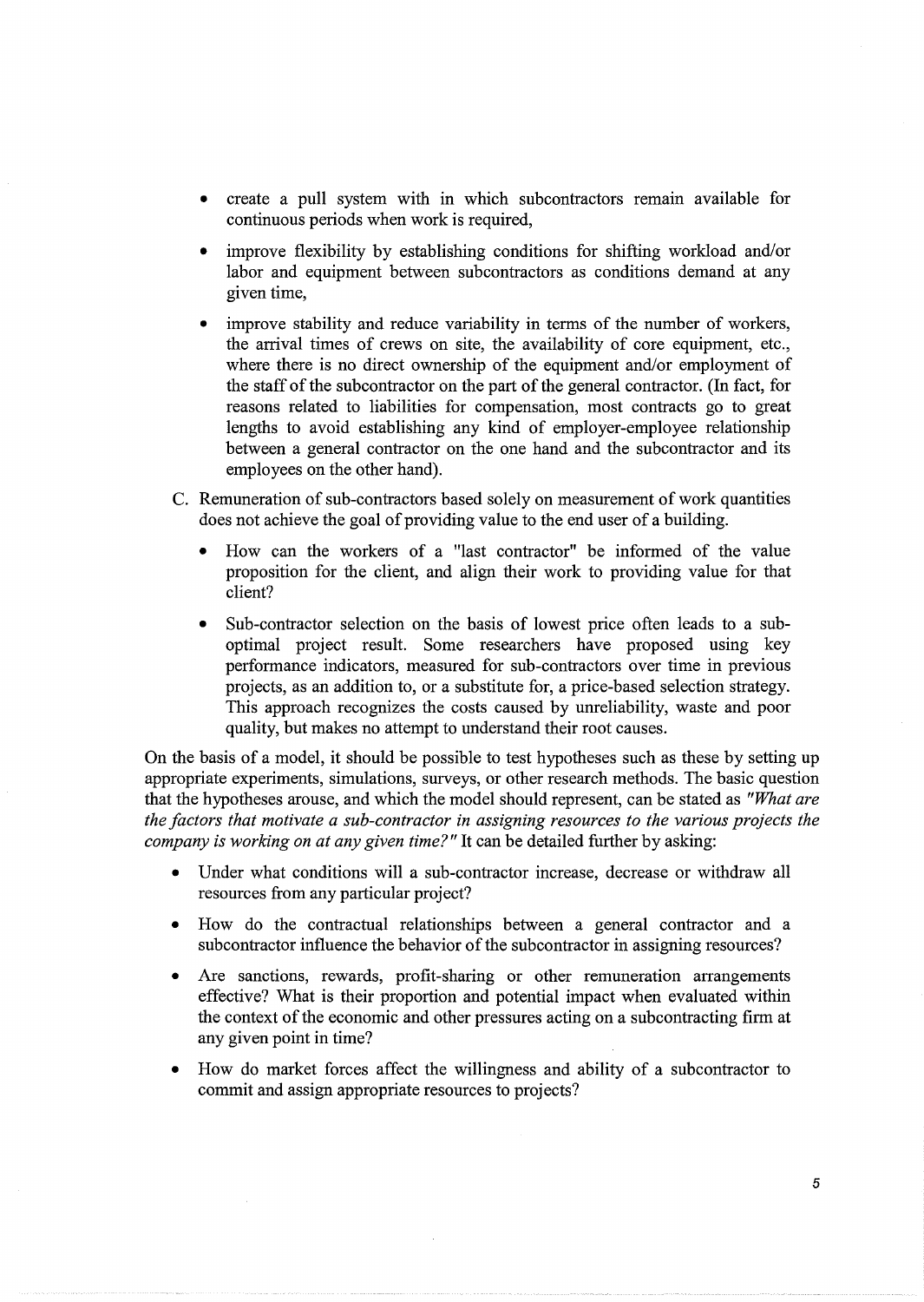- create a pull system with in which subcontractors remain available for continuous periods when work is required,
- improve flexibility by establishing conditions for shifting workload and/or labor and equipment between subcontractors as conditions demand at any given time,
- improve stability and reduce variability in terms of the number of workers, the arrival times of crews on site, the availability of core equipment, etc., where there is no direct ownership of the equipment and/or employment of the staff of the subcontractor on the part of the general contractor. (In fact, for reasons related to liabilities for compensation, most contracts go to great lengths to avoid establishing any kind of employer-employee relationship between a general contractor on the one hand and the subcontractor and its employees on the other hand).

C. Remuneration of sub-contractors based solely on measurement of work quantities does not achieve the goal of providing value to the end user of a building.

- How can the workers of a "last contractor" be informed of the value proposition for the client, and align their work to providing value for that client?
- Sub-contractor selection on the basis of lowest price often leads to a sub-optimal project result. Some researchers have proposed using key performance indicators, measured for sub-contractors over time in previous projects, as an addition to, or a substitute for, a price-based selection strategy. This approach recognizes the costs caused by unreliability, waste and poor quality, but makes no attempt to understand their root causes.

On the basis of a model, it should be possible to test hypotheses such as these by setting up appropriate experiments, simulations, surveys, or other research methods. The basic question that the hypotheses arouse, and which the model should represent, can be stated as *"What are the factors that motivate a sub-contractor in assigning resources to the various projects the company is working on at any given time?"* It can be detailed further by asking:

- Under what conditions will a sub-contractor increase, decrease or withdraw all resources from any particular project?
- How do the contractual relationships between a general contractor and a subcontractor influence the behavior of the subcontractor in assigning resources?
- Are sanctions, rewards, profit-sharing or other remuneration arrangements effective? What is their proportion and potential impact when evaluated within the context of the economic and other pressures acting on a subcontracting firm at any given point in time?
- How do market forces affect the willingness and ability of a subcontractor to commit and assign appropriate resources to projects?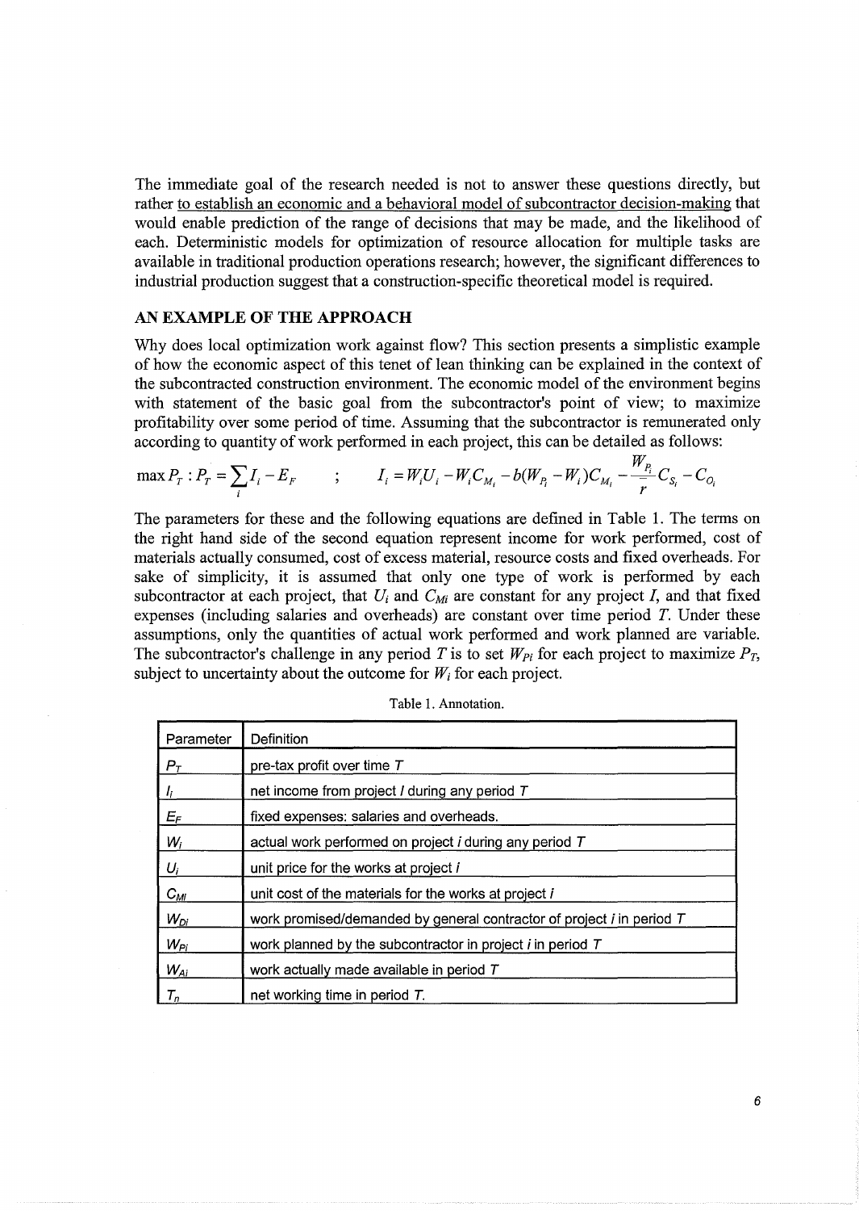The immediate goal of the research needed is not to answer these questions directly, but rather to establish an economic and a behavioral model of subcontractor decision-making that would enable prediction of the range of decisions that may be made, and the likelihood of each. Deterministic models for optimization of resource allocation for multiple tasks are available in traditional production operations research; however, the significant differences to industrial production suggest that a construction-specific theoretical model is required.

## AN EXAMPLE OF THE APPROACH

Why does local optimization work against flow? This section presents a simplistic example of how the economic aspect of this tenet of lean thinking can be explained in the context of the subcontracted construction environment. The economic model of the environment begins with statement of the basic goal from the subcontractor's point of view; to maximize profitability over some period of time. Assuming that the subcontractor is remunerated only according to quantity of work performed in each project, this can be detailed as follows:

$$\max P_T : P_T = \sum_i I_i - E_F \quad ; \quad I_i = W_i U_i - W_i C_{M_i} - b(W_{P_i} - W_i) C_{M_i} - \frac{W_{P_i}}{r} C_{S_i} - C_{O_i}$$

The parameters for these and the following equations are defined in Table 1. The terms on the right hand side of the second equation represent income for work performed, cost of materials actually consumed, cost of excess material, resource costs and fixed overheads. For sake of simplicity, it is assumed that only one type of work is performed by each subcontractor at each project, that $U_i$ and $C_{Mi}$ are constant for any project $I$, and that fixed expenses (including salaries and overheads) are constant over time period $T$. Under these assumptions, only the quantities of actual work performed and work planned are variable. The subcontractor's challenge in any period $T$ is to set $W_{Pi}$ for each project to maximize $P_T$, subject to uncertainty about the outcome for $W_i$ for each project.

Table 1. Annotation.

| Parameter | Definition |
|---|---|
| $P_T$ | pre-tax profit over time $T$ |
| $I_i$ | net income from project $I$ during any period $T$ |
| $E_F$ | fixed expenses: salaries and overheads. |
| $W_i$ | actual work performed on project $i$ during any period $T$ |
| $U_i$ | unit price for the works at project $i$ |
| $C_{Mi}$ | unit cost of the materials for the works at project $i$ |
| $W_{Di}$ | work promised/demanded by general contractor of project $i$ in period $T$ |
| $W_{Pi}$ | work planned by the subcontractor in project $i$ in period $T$ |
| $W_{Ai}$ | work actually made available in period $T$ |
| $T_n$ | net working time in period $T$. |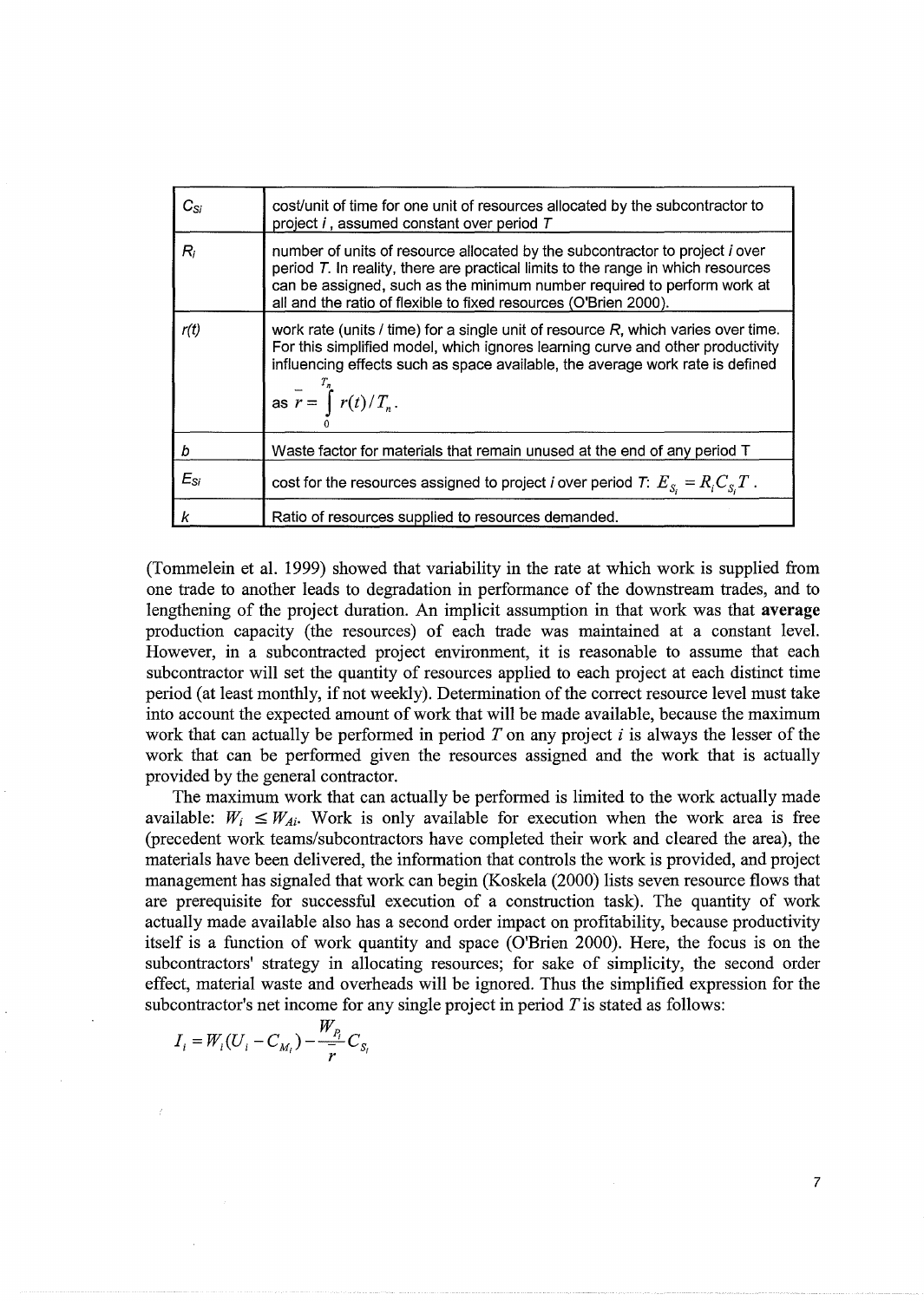| | |
|---|---|
| $C_{Si}$ | cost/unit of time for one unit of resources allocated by the subcontractor to project $i$, assumed constant over period $T$ |
| $R_i$ | number of units of resource allocated by the subcontractor to project $i$ over period $T$. In reality, there are practical limits to the range in which resources can be assigned, such as the minimum number required to perform work at all and the ratio of flexible to fixed resources (O'Brien 2000). |
| $r(t)$ | work rate (units / time) for a single unit of resource $R$, which varies over time. For this simplified model, which ignores learning curve and other productivity influencing effects such as space available, the average work rate is defined as $\bar{r} = \int_0^{T_n} r(t)/T_n$. |
| $b$ | Waste factor for materials that remain unused at the end of any period T |
| $E_{Si}$ | cost for the resources assigned to project $i$ over period $T$: $E_{S_i} = R_i C_{S_i} T$. |
| $k$ | Ratio of resources supplied to resources demanded. |

(Tommelein et al. 1999) showed that variability in the rate at which work is supplied from one trade to another leads to degradation in performance of the downstream trades, and to lengthening of the project duration. An implicit assumption in that work was that **average** production capacity (the resources) of each trade was maintained at a constant level. However, in a subcontracted project environment, it is reasonable to assume that each subcontractor will set the quantity of resources applied to each project at each distinct time period (at least monthly, if not weekly). Determination of the correct resource level must take into account the expected amount of work that will be made available, because the maximum work that can actually be performed in period $T$ on any project $i$ is always the lesser of the work that can be performed given the resources assigned and the work that is actually provided by the general contractor.

The maximum work that can actually be performed is limited to the work actually made available: $W_i \leq W_{Ai}$. Work is only available for execution when the work area is free (precedent work teams/subcontractors have completed their work and cleared the area), the materials have been delivered, the information that controls the work is provided, and project management has signaled that work can begin (Koskela (2000) lists seven resource flows that are prerequisite for successful execution of a construction task). The quantity of work actually made available also has a second order impact on profitability, because productivity itself is a function of work quantity and space (O'Brien 2000). Here, the focus is on the subcontractors' strategy in allocating resources; for sake of simplicity, the second order effect, material waste and overheads will be ignored. Thus the simplified expression for the subcontractor's net income for any single project in period $T$ is stated as follows:

$$I_i = W_i(U_i - C_{M_i}) - \frac{W_{P_i}}{\bar{r}} C_{S_i}$$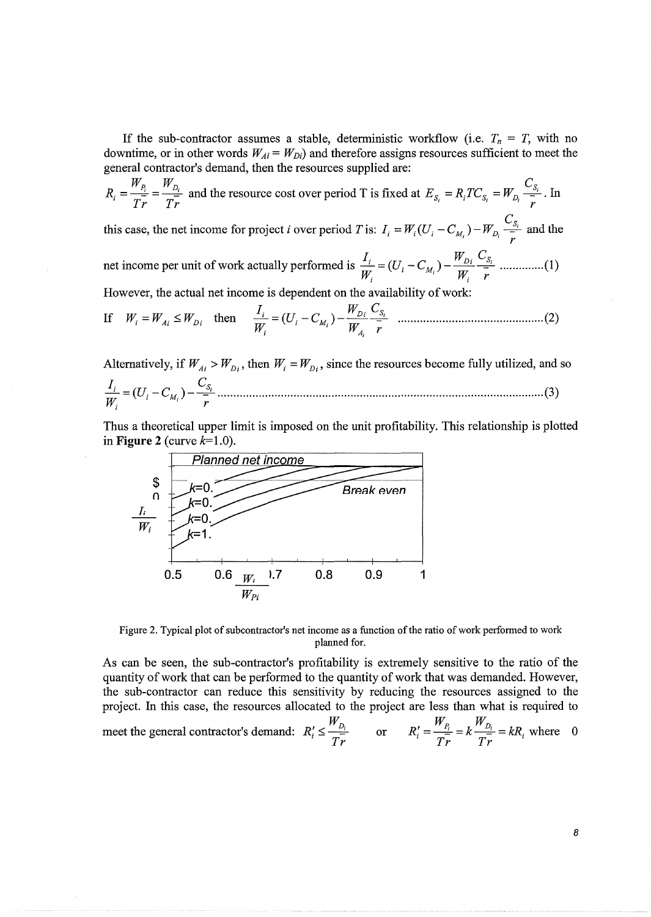If the sub-contractor assumes a stable, deterministic workflow (i.e. $T_n = T$, with no downtime, or in other words $W_{Ai} = W_{Di}$) and therefore assigns resources sufficient to meet the general contractor's demand, then the resources supplied are:

$R_i = \frac{W_{P_i}}{T\bar{r}} = \frac{W_{D_i}}{T\bar{r}}$ and the resource cost over period T is fixed at $E_{S_i} = R_i T C_{S_i} = W_{D_i} \frac{C_{S_i}}{\bar{r}}$. In this case, the net income for project $i$ over period $T$ is: $I_i = W_i(U_i - C_{M_i}) - W_{D_i} \frac{C_{S_i}}{\bar{r}}$ and the net income per unit of work actually performed is

$$\frac{I_i}{W_i} = (U_i - C_{M_i}) - \frac{W_{Di}}{W_i}\frac{C_{S_i}}{\bar{r}} \quad \text{.............(1)}$$

However, the actual net income is dependent on the availability of work:

$$\text{If} \quad W_i = W_{Ai} \le W_{Di} \quad \text{then} \quad \frac{I_i}{W_i} = (U_i - C_{M_i}) - \frac{W_{Di}}{W_{A_i}}\frac{C_{S_i}}{\bar{r}} \quad \text{.............(2)}$$

Alternatively, if $W_{Ai} > W_{Di}$, then $W_i = W_{Di}$, since the resources become fully utilized, and so

$$\frac{I_i}{W_i} = (U_i - C_{M_i}) - \frac{C_{S_i}}{\bar{r}} \quad \text{.............(3)}$$

Thus a theoretical upper limit is imposed on the unit profitability. This relationship is plotted in **Figure 2** (curve $k$=1.0).

Figure 2. Typical plot of subcontractor's net income as a function of the ratio of work performed to work planned for.

As can be seen, the sub-contractor's profitability is extremely sensitive to the ratio of the quantity of work that can be performed to the quantity of work that was demanded. However, the sub-contractor can reduce this sensitivity by reducing the resources assigned to the project. In this case, the resources allocated to the project are less than what is required to meet the general contractor's demand: $R_i' \le \frac{W_{D_i}}{T\bar{r}}$ or $R_i' = \frac{W_{P_i}}{T\bar{r}} = k\frac{W_{D_i}}{T\bar{r}} = kR_i$ where 0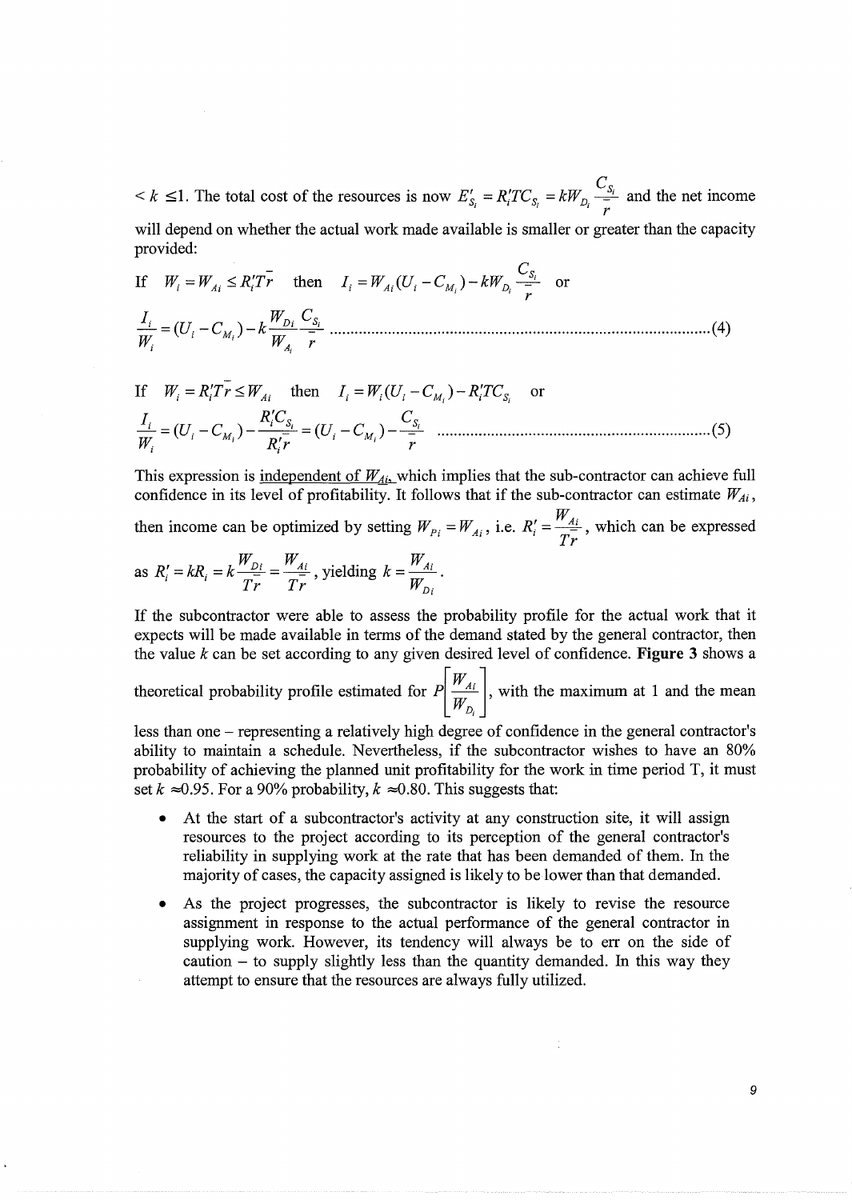$< k \leq 1$. The total cost of the resources is now $E'_{S_i} = R'_i T C_{S_i} = k W_{D_i} \frac{C_{S_i}}{\bar{r}}$ and the net income will depend on whether the actual work made available is smaller or greater than the capacity provided:

If $W_i = W_{Ai} \leq R'_i T \bar{r}$ then $I_i = W_{Ai}(U_i - C_{M_i}) - k W_{D_i} \frac{C_{S_i}}{\bar{r}}$ or

$$\frac{I_i}{W_i} = (U_i - C_{M_i}) - k \frac{W_{Di}}{W_{A_i}} \frac{C_{S_i}}{\bar{r}} \quad \text{.........(4)}$$

If $W_i = R'_i T \bar{r} \leq W_{Ai}$ then $I_i = W_i(U_i - C_{M_i}) - R'_i T C_{S_i}$ or

$$\frac{I_i}{W_i} = (U_i - C_{M_i}) - \frac{R'_i C_{S_i}}{R'_i \bar{r}} = (U_i - C_{M_i}) - \frac{C_{S_i}}{\bar{r}} \quad \text{.........(5)}$$

This expression is <u>independent of $W_{Ai}$</u>, which implies that the sub-contractor can achieve full confidence in its level of profitability. It follows that if the sub-contractor can estimate $W_{Ai}$, then income can be optimized by setting $W_{Pi} = W_{Ai}$, i.e. $R'_i = \frac{W_{Ai}}{T\bar{r}}$, which can be expressed as $R'_i = kR_i = k\frac{W_{Di}}{T\bar{r}} = \frac{W_{Ai}}{T\bar{r}}$, yielding $k = \frac{W_{Ai}}{W_{Di}}$.

If the subcontractor were able to assess the probability profile for the actual work that it expects will be made available in terms of the demand stated by the general contractor, then the value $k$ can be set according to any given desired level of confidence. **Figure 3** shows a theoretical probability profile estimated for $P\left[\frac{W_{Ai}}{W_{D_i}}\right]$, with the maximum at 1 and the mean less than one – representing a relatively high degree of confidence in the general contractor's ability to maintain a schedule. Nevertheless, if the subcontractor wishes to have an 80% probability of achieving the planned unit profitability for the work in time period T, it must set $k \approx 0.95$. For a 90% probability, $k \approx 0.80$. This suggests that:

- At the start of a subcontractor's activity at any construction site, it will assign resources to the project according to its perception of the general contractor's reliability in supplying work at the rate that has been demanded of them. In the majority of cases, the capacity assigned is likely to be lower than that demanded.
- As the project progresses, the subcontractor is likely to revise the resource assignment in response to the actual performance of the general contractor in supplying work. However, its tendency will always be to err on the side of caution – to supply slightly less than the quantity demanded. In this way they attempt to ensure that the resources are always fully utilized.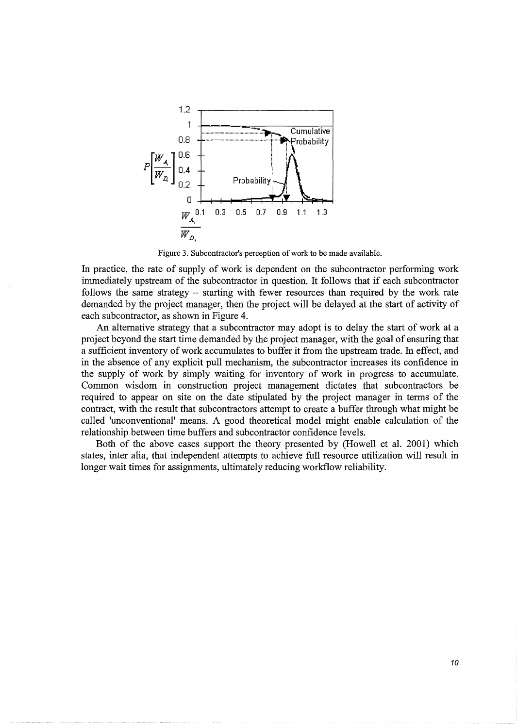Figure 3. Subcontractor's perception of work to be made available.

In practice, the rate of supply of work is dependent on the subcontractor performing work immediately upstream of the subcontractor in question. It follows that if each subcontractor follows the same strategy – starting with fewer resources than required by the work rate demanded by the project manager, then the project will be delayed at the start of activity of each subcontractor, as shown in Figure 4.

An alternative strategy that a subcontractor may adopt is to delay the start of work at a project beyond the start time demanded by the project manager, with the goal of ensuring that a sufficient inventory of work accumulates to buffer it from the upstream trade. In effect, and in the absence of any explicit pull mechanism, the subcontractor increases its confidence in the supply of work by simply waiting for inventory of work in progress to accumulate. Common wisdom in construction project management dictates that subcontractors be required to appear on site on the date stipulated by the project manager in terms of the contract, with the result that subcontractors attempt to create a buffer through what might be called 'unconventional' means. A good theoretical model might enable calculation of the relationship between time buffers and subcontractor confidence levels.

Both of the above cases support the theory presented by (Howell et al. 2001) which states, inter alia, that independent attempts to achieve full resource utilization will result in longer wait times for assignments, ultimately reducing workflow reliability.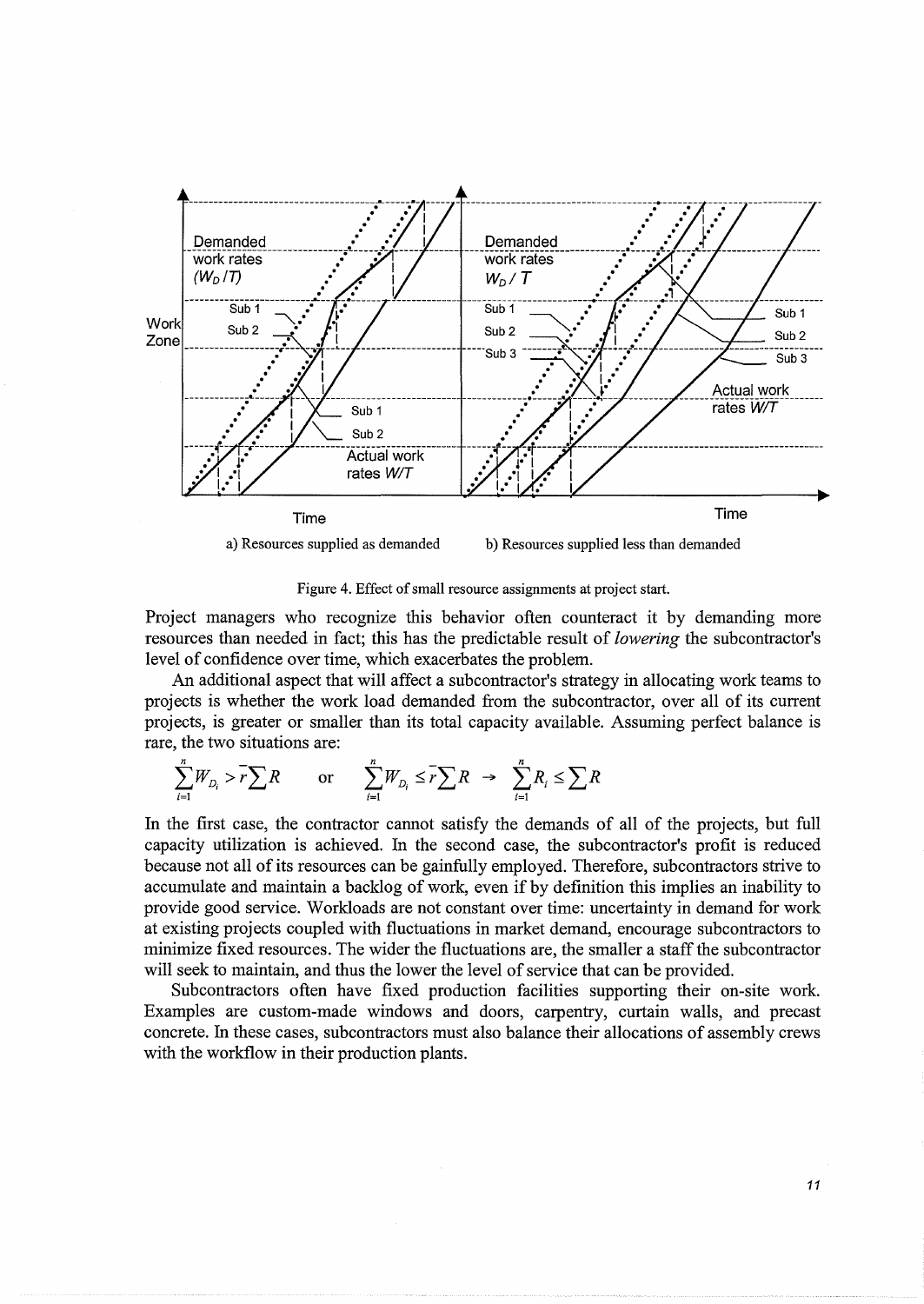Figure 4. Effect of small resource assignments at project start.

a) Resources supplied as demanded

b) Resources supplied less than demanded

Project managers who recognize this behavior often counteract it by demanding more resources than needed in fact; this has the predictable result of *lowering* the subcontractor's level of confidence over time, which exacerbates the problem.

An additional aspect that will affect a subcontractor's strategy in allocating work teams to projects is whether the work load demanded from the subcontractor, over all of its current projects, is greater or smaller than its total capacity available. Assuming perfect balance is rare, the two situations are:

$$\sum_{i=1}^{n} W_{D_i} > \bar{r}\sum R \quad \text{or} \quad \sum_{i=1}^{n} W_{D_i} \leq \bar{r}\sum R \rightarrow \sum_{i=1}^{n} R_i \leq \sum R$$

In the first case, the contractor cannot satisfy the demands of all of the projects, but full capacity utilization is achieved. In the second case, the subcontractor's profit is reduced because not all of its resources can be gainfully employed. Therefore, subcontractors strive to accumulate and maintain a backlog of work, even if by definition this implies an inability to provide good service. Workloads are not constant over time: uncertainty in demand for work at existing projects coupled with fluctuations in market demand, encourage subcontractors to minimize fixed resources. The wider the fluctuations are, the smaller a staff the subcontractor will seek to maintain, and thus the lower the level of service that can be provided.

Subcontractors often have fixed production facilities supporting their on-site work. Examples are custom-made windows and doors, carpentry, curtain walls, and precast concrete. In these cases, subcontractors must also balance their allocations of assembly crews with the workflow in their production plants.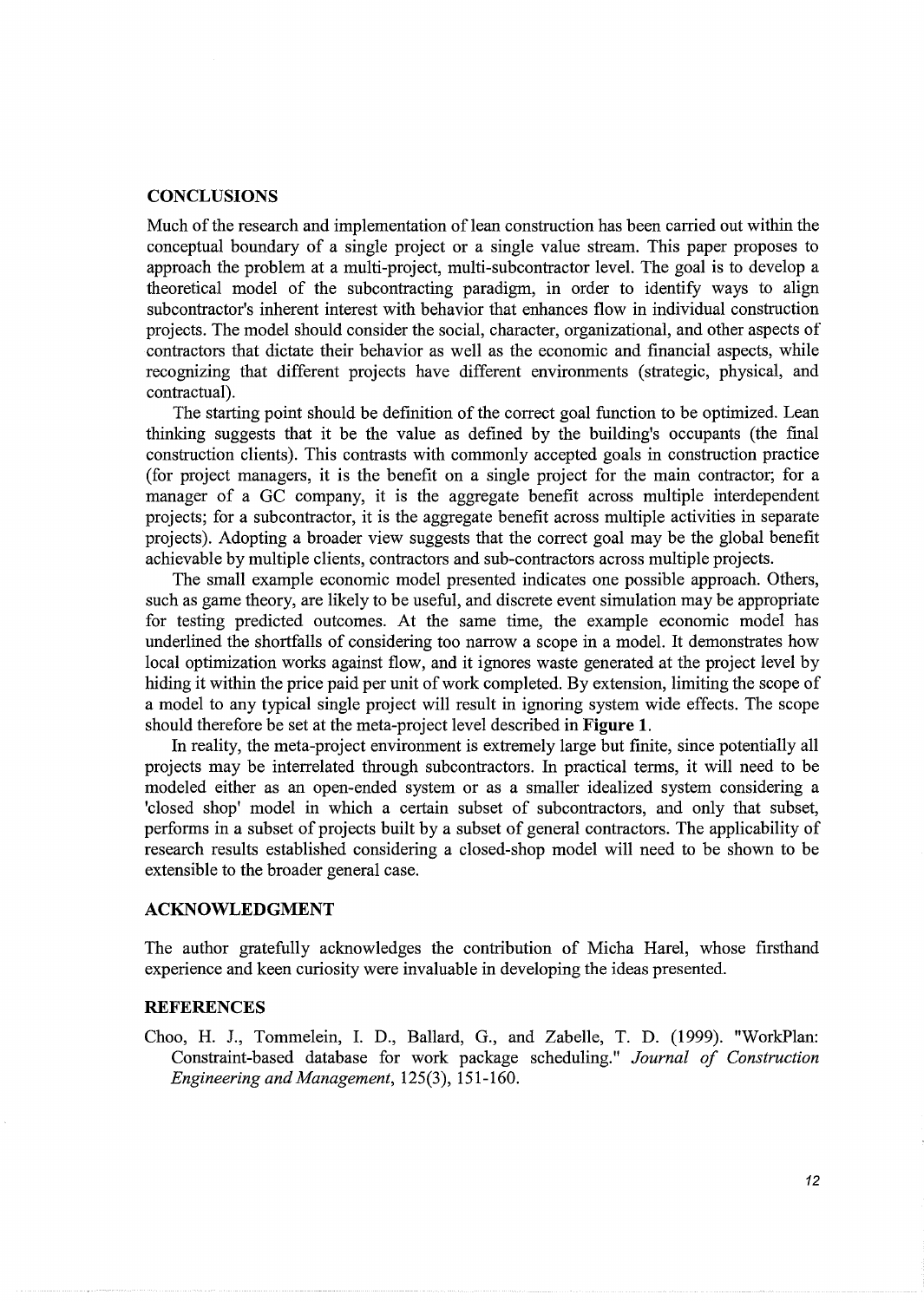## CONCLUSIONS

Much of the research and implementation of lean construction has been carried out within the conceptual boundary of a single project or a single value stream. This paper proposes to approach the problem at a multi-project, multi-subcontractor level. The goal is to develop a theoretical model of the subcontracting paradigm, in order to identify ways to align subcontractor's inherent interest with behavior that enhances flow in individual construction projects. The model should consider the social, character, organizational, and other aspects of contractors that dictate their behavior as well as the economic and financial aspects, while recognizing that different projects have different environments (strategic, physical, and contractual).

The starting point should be definition of the correct goal function to be optimized. Lean thinking suggests that it be the value as defined by the building's occupants (the final construction clients). This contrasts with commonly accepted goals in construction practice (for project managers, it is the benefit on a single project for the main contractor; for a manager of a GC company, it is the aggregate benefit across multiple interdependent projects; for a subcontractor, it is the aggregate benefit across multiple activities in separate projects). Adopting a broader view suggests that the correct goal may be the global benefit achievable by multiple clients, contractors and sub-contractors across multiple projects.

The small example economic model presented indicates one possible approach. Others, such as game theory, are likely to be useful, and discrete event simulation may be appropriate for testing predicted outcomes. At the same time, the example economic model has underlined the shortfalls of considering too narrow a scope in a model. It demonstrates how local optimization works against flow, and it ignores waste generated at the project level by hiding it within the price paid per unit of work completed. By extension, limiting the scope of a model to any typical single project will result in ignoring system wide effects. The scope should therefore be set at the meta-project level described in **Figure 1**.

In reality, the meta-project environment is extremely large but finite, since potentially all projects may be interrelated through subcontractors. In practical terms, it will need to be modeled either as an open-ended system or as a smaller idealized system considering a 'closed shop' model in which a certain subset of subcontractors, and only that subset, performs in a subset of projects built by a subset of general contractors. The applicability of research results established considering a closed-shop model will need to be shown to be extensible to the broader general case.

## ACKNOWLEDGMENT

The author gratefully acknowledges the contribution of Micha Harel, whose firsthand experience and keen curiosity were invaluable in developing the ideas presented.

## REFERENCES

Choo, H. J., Tommelein, I. D., Ballard, G., and Zabelle, T. D. (1999). "WorkPlan: Constraint-based database for work package scheduling." *Journal of Construction Engineering and Management*, 125(3), 151-160.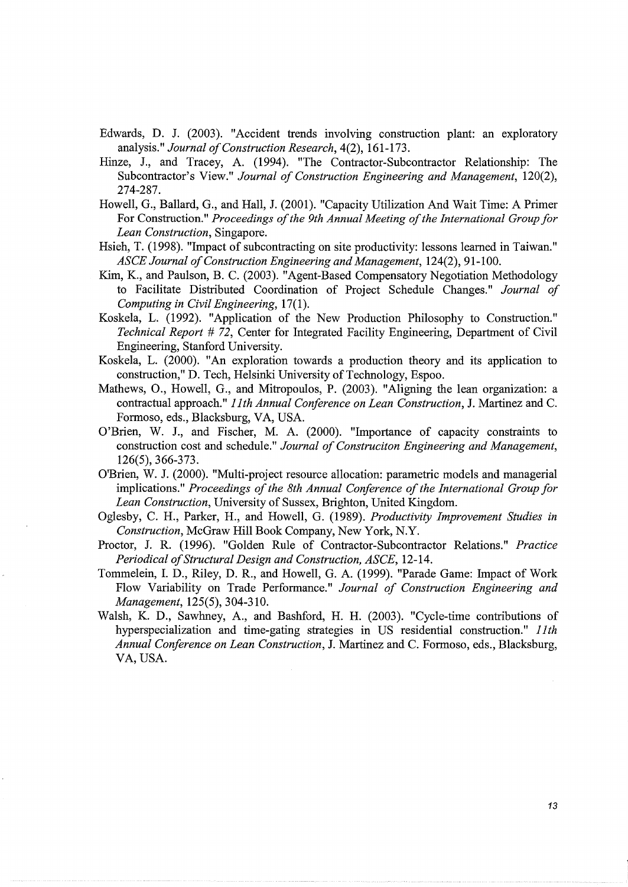Edwards, D. J. (2003). "Accident trends involving construction plant: an exploratory analysis." *Journal of Construction Research*, 4(2), 161-173.

Hinze, J., and Tracey, A. (1994). "The Contractor-Subcontractor Relationship: The Subcontractor's View." *Journal of Construction Engineering and Management*, 120(2), 274-287.

Howell, G., Ballard, G., and Hall, J. (2001). "Capacity Utilization And Wait Time: A Primer For Construction." *Proceedings of the 9th Annual Meeting of the International Group for Lean Construction*, Singapore.

Hsieh, T. (1998). "Impact of subcontracting on site productivity: lessons learned in Taiwan." *ASCE Journal of Construction Engineering and Management*, 124(2), 91-100.

Kim, K., and Paulson, B. C. (2003). "Agent-Based Compensatory Negotiation Methodology to Facilitate Distributed Coordination of Project Schedule Changes." *Journal of Computing in Civil Engineering*, 17(1).

Koskela, L. (1992). "Application of the New Production Philosophy to Construction." *Technical Report # 72*, Center for Integrated Facility Engineering, Department of Civil Engineering, Stanford University.

Koskela, L. (2000). "An exploration towards a production theory and its application to construction," D. Tech, Helsinki University of Technology, Espoo.

Mathews, O., Howell, G., and Mitropoulos, P. (2003). "Aligning the lean organization: a contractual approach." *11th Annual Conference on Lean Construction*, J. Martinez and C. Formoso, eds., Blacksburg, VA, USA.

O'Brien, W. J., and Fischer, M. A. (2000). "Importance of capacity constraints to construction cost and schedule." *Journal of Construciton Engineering and Management*, 126(5), 366-373.

O'Brien, W. J. (2000). "Multi-project resource allocation: parametric models and managerial implications." *Proceedings of the 8th Annual Conference of the International Group for Lean Construction*, University of Sussex, Brighton, United Kingdom.

Oglesby, C. H., Parker, H., and Howell, G. (1989). *Productivity Improvement Studies in Construction*, McGraw Hill Book Company, New York, N.Y.

Proctor, J. R. (1996). "Golden Rule of Contractor-Subcontractor Relations." *Practice Periodical of Structural Design and Construction, ASCE*, 12-14.

Tommelein, I. D., Riley, D. R., and Howell, G. A. (1999). "Parade Game: Impact of Work Flow Variability on Trade Performance." *Journal of Construction Engineering and Management*, 125(5), 304-310.

Walsh, K. D., Sawhney, A., and Bashford, H. H. (2003). "Cycle-time contributions of hyperspecialization and time-gating strategies in US residential construction." *11th Annual Conference on Lean Construction*, J. Martinez and C. Formoso, eds., Blacksburg, VA, USA.